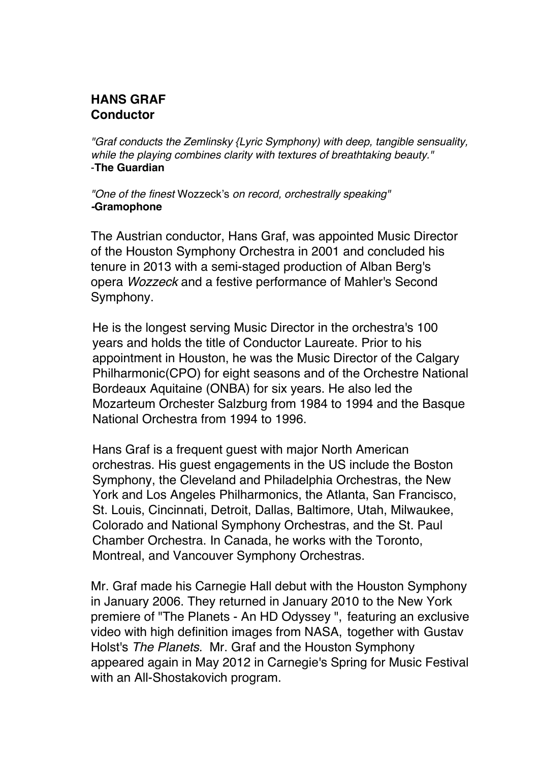# HANS GRAF
## Conductor

*"Graf conducts the Zemlinsky {Lyric Symphony) with deep, tangible sensuality, while the playing combines clarity with textures of breathtaking beauty."*
-**The Guardian**

*"One of the finest* Wozzeck's *on record, orchestrally speaking"*
**-Gramophone**

The Austrian conductor, Hans Graf, was appointed Music Director of the Houston Symphony Orchestra in 2001 and concluded his tenure in 2013 with a semi-staged production of Alban Berg's opera *Wozzeck* and a festive performance of Mahler's Second Symphony.

He is the longest serving Music Director in the orchestra's 100 years and holds the title of Conductor Laureate. Prior to his appointment in Houston, he was the Music Director of the Calgary Philharmonic(CPO) for eight seasons and of the Orchestre National Bordeaux Aquitaine (ONBA) for six years. He also led the Mozarteum Orchester Salzburg from 1984 to 1994 and the Basque National Orchestra from 1994 to 1996.

Hans Graf is a frequent guest with major North American orchestras. His guest engagements in the US include the Boston Symphony, the Cleveland and Philadelphia Orchestras, the New York and Los Angeles Philharmonics, the Atlanta, San Francisco, St. Louis, Cincinnati, Detroit, Dallas, Baltimore, Utah, Milwaukee, Colorado and National Symphony Orchestras, and the St. Paul Chamber Orchestra. In Canada, he works with the Toronto, Montreal, and Vancouver Symphony Orchestras.

Mr. Graf made his Carnegie Hall debut with the Houston Symphony in January 2006. They returned in January 2010 to the New York premiere of "The Planets - An HD Odyssey ", featuring an exclusive video with high definition images from NASA, together with Gustav Holst's *The Planets*. Mr. Graf and the Houston Symphony appeared again in May 2012 in Carnegie's Spring for Music Festival with an All-Shostakovich program.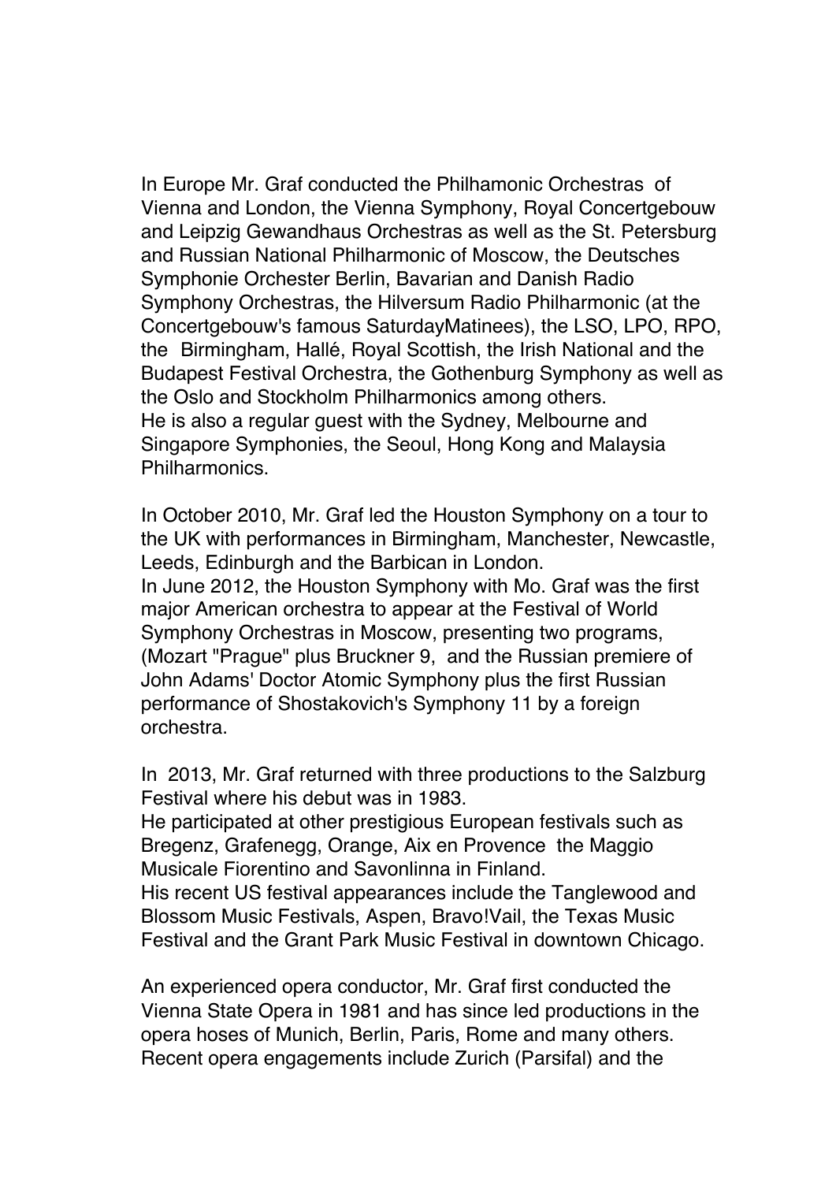In Europe Mr. Graf conducted the Philhamonic Orchestras of Vienna and London, the Vienna Symphony, Royal Concertgebouw and Leipzig Gewandhaus Orchestras as well as the St. Petersburg and Russian National Philharmonic of Moscow, the Deutsches Symphonie Orchester Berlin, Bavarian and Danish Radio Symphony Orchestras, the Hilversum Radio Philharmonic (at the Concertgebouw's famous SaturdayMatinees), the LSO, LPO, RPO, the Birmingham, Hallé, Royal Scottish, the Irish National and the Budapest Festival Orchestra, the Gothenburg Symphony as well as the Oslo and Stockholm Philharmonics among others.
He is also a regular guest with the Sydney, Melbourne and Singapore Symphonies, the Seoul, Hong Kong and Malaysia Philharmonics.

In October 2010, Mr. Graf led the Houston Symphony on a tour to the UK with performances in Birmingham, Manchester, Newcastle, Leeds, Edinburgh and the Barbican in London.
In June 2012, the Houston Symphony with Mo. Graf was the first major American orchestra to appear at the Festival of World Symphony Orchestras in Moscow, presenting two programs, (Mozart "Prague" plus Bruckner 9, and the Russian premiere of John Adams' Doctor Atomic Symphony plus the first Russian performance of Shostakovich's Symphony 11 by a foreign orchestra.

In 2013, Mr. Graf returned with three productions to the Salzburg Festival where his debut was in 1983.
He participated at other prestigious European festivals such as Bregenz, Grafenegg, Orange, Aix en Provence the Maggio Musicale Fiorentino and Savonlinna in Finland.
His recent US festival appearances include the Tanglewood and Blossom Music Festivals, Aspen, Bravo!Vail, the Texas Music Festival and the Grant Park Music Festival in downtown Chicago.

An experienced opera conductor, Mr. Graf first conducted the Vienna State Opera in 1981 and has since led productions in the opera hoses of Munich, Berlin, Paris, Rome and many others. Recent opera engagements include Zurich (Parsifal) and the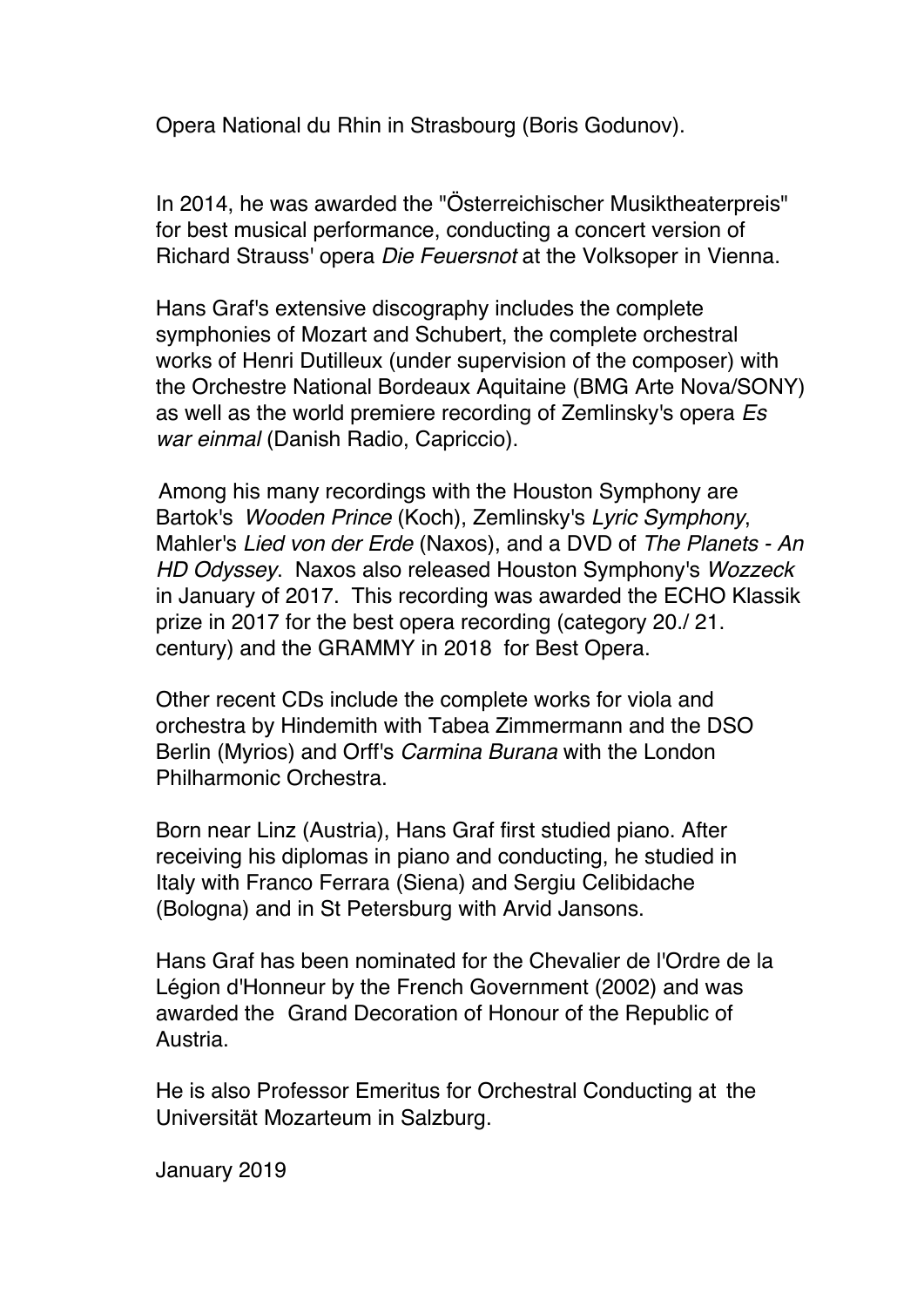Opera National du Rhin in Strasbourg (Boris Godunov).

In 2014, he was awarded the "Österreichischer Musiktheaterpreis" for best musical performance, conducting a concert version of Richard Strauss' opera *Die Feuersnot* at the Volksoper in Vienna.

Hans Graf's extensive discography includes the complete symphonies of Mozart and Schubert, the complete orchestral works of Henri Dutilleux (under supervision of the composer) with the Orchestre National Bordeaux Aquitaine (BMG Arte Nova/SONY) as well as the world premiere recording of Zemlinsky's opera *Es war einmal* (Danish Radio, Capriccio).

Among his many recordings with the Houston Symphony are Bartok's *Wooden Prince* (Koch), Zemlinsky's *Lyric Symphony*, Mahler's *Lied von der Erde* (Naxos), and a DVD of *The Planets - An HD Odyssey*. Naxos also released Houston Symphony's *Wozzeck* in January of 2017. This recording was awarded the ECHO Klassik prize in 2017 for the best opera recording (category 20./ 21. century) and the GRAMMY in 2018 for Best Opera.

Other recent CDs include the complete works for viola and orchestra by Hindemith with Tabea Zimmermann and the DSO Berlin (Myrios) and Orff's *Carmina Burana* with the London Philharmonic Orchestra.

Born near Linz (Austria), Hans Graf first studied piano. After receiving his diplomas in piano and conducting, he studied in Italy with Franco Ferrara (Siena) and Sergiu Celibidache (Bologna) and in St Petersburg with Arvid Jansons.

Hans Graf has been nominated for the Chevalier de l'Ordre de la Légion d'Honneur by the French Government (2002) and was awarded the Grand Decoration of Honour of the Republic of Austria.

He is also Professor Emeritus for Orchestral Conducting at the Universität Mozarteum in Salzburg.

January 2019